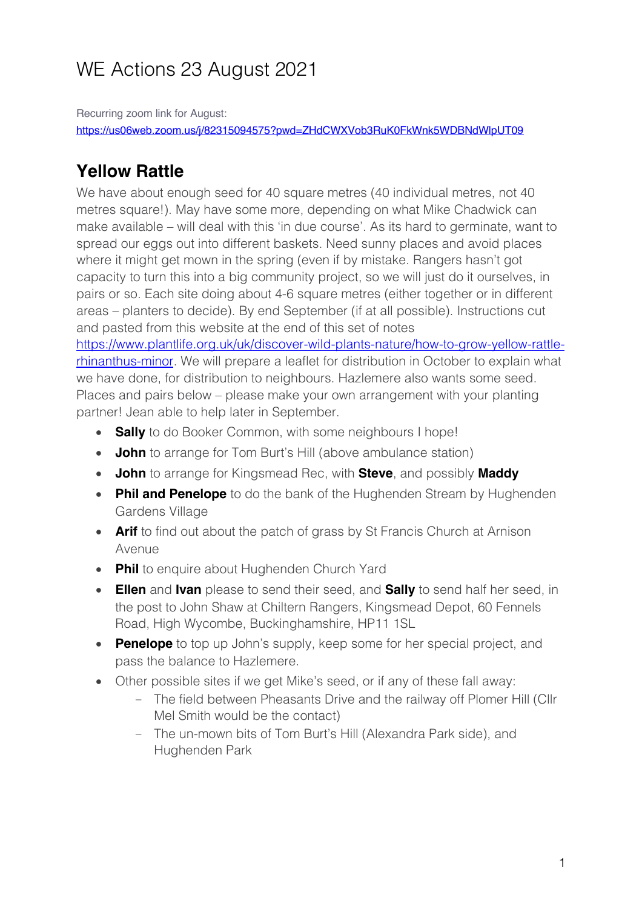# WE Actions 23 August 2021

Recurring zoom link for August:
https://us06web.zoom.us/j/82315094575?pwd=ZHdCWXVob3RuK0FkWnk5WDBNdWlpUT09

## Yellow Rattle

We have about enough seed for 40 square metres (40 individual metres, not 40 metres square!). May have some more, depending on what Mike Chadwick can make available – will deal with this 'in due course'. As its hard to germinate, want to spread our eggs out into different baskets. Need sunny places and avoid places where it might get mown in the spring (even if by mistake. Rangers hasn't got capacity to turn this into a big community project, so we will just do it ourselves, in pairs or so. Each site doing about 4-6 square metres (either together or in different areas – planters to decide). By end September (if at all possible). Instructions cut and pasted from this website at the end of this set of notes https://www.plantlife.org.uk/uk/discover-wild-plants-nature/how-to-grow-yellow-rattle-rhinanthus-minor. We will prepare a leaflet for distribution in October to explain what we have done, for distribution to neighbours. Hazlemere also wants some seed. Places and pairs below – please make your own arrangement with your planting partner! Jean able to help later in September.

- **Sally** to do Booker Common, with some neighbours I hope!
- **John** to arrange for Tom Burt's Hill (above ambulance station)
- **John** to arrange for Kingsmead Rec, with **Steve**, and possibly **Maddy**
- **Phil and Penelope** to do the bank of the Hughenden Stream by Hughenden Gardens Village
- **Arif** to find out about the patch of grass by St Francis Church at Arnison Avenue
- **Phil** to enquire about Hughenden Church Yard
- **Ellen** and **Ivan** please to send their seed, and **Sally** to send half her seed, in the post to John Shaw at Chiltern Rangers, Kingsmead Depot, 60 Fennels Road, High Wycombe, Buckinghamshire, HP11 1SL
- **Penelope** to top up John's supply, keep some for her special project, and pass the balance to Hazlemere.
- Other possible sites if we get Mike's seed, or if any of these fall away:
  - The field between Pheasants Drive and the railway off Plomer Hill (Cllr Mel Smith would be the contact)
  - The un-mown bits of Tom Burt's Hill (Alexandra Park side), and Hughenden Park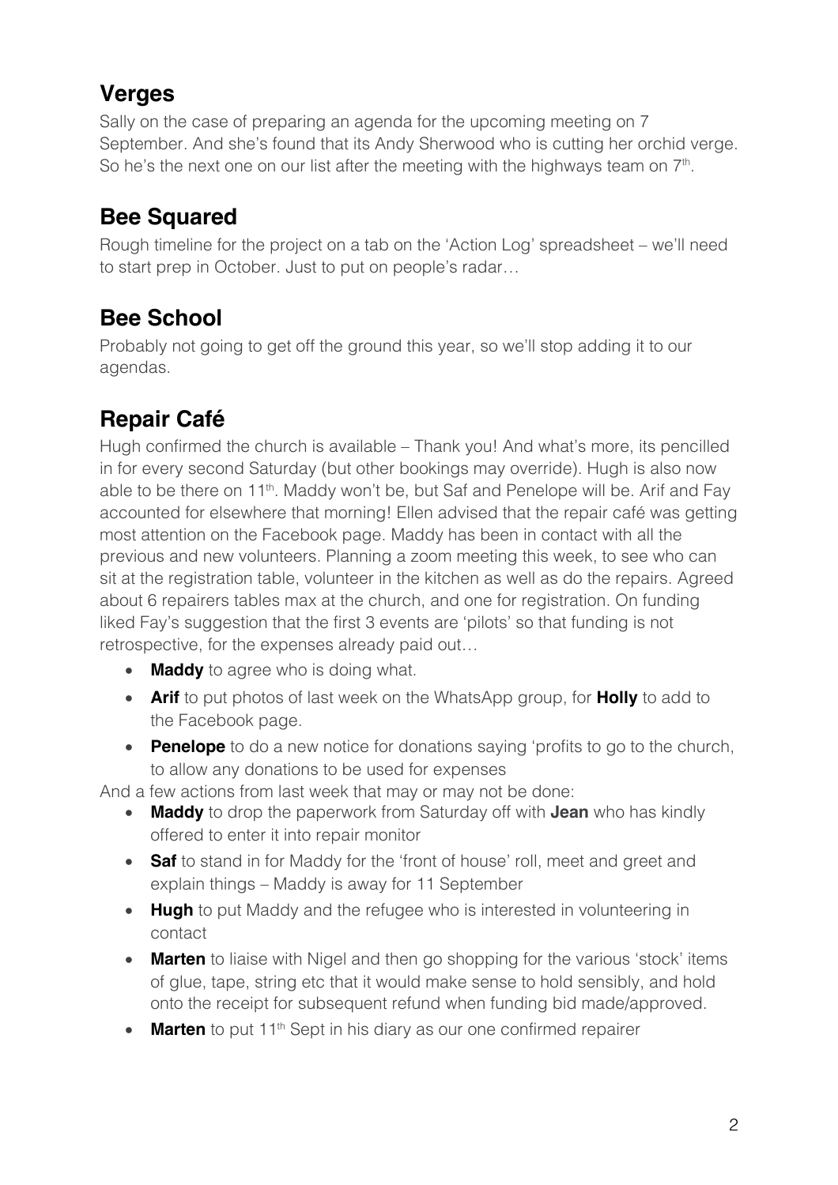## Verges

Sally on the case of preparing an agenda for the upcoming meeting on 7 September. And she's found that its Andy Sherwood who is cutting her orchid verge. So he's the next one on our list after the meeting with the highways team on 7th.

## Bee Squared

Rough timeline for the project on a tab on the 'Action Log' spreadsheet – we'll need to start prep in October. Just to put on people's radar…

## Bee School

Probably not going to get off the ground this year, so we'll stop adding it to our agendas.

## Repair Café

Hugh confirmed the church is available – Thank you! And what's more, its pencilled in for every second Saturday (but other bookings may override). Hugh is also now able to be there on 11th. Maddy won't be, but Saf and Penelope will be. Arif and Fay accounted for elsewhere that morning! Ellen advised that the repair café was getting most attention on the Facebook page. Maddy has been in contact with all the previous and new volunteers. Planning a zoom meeting this week, to see who can sit at the registration table, volunteer in the kitchen as well as do the repairs. Agreed about 6 repairers tables max at the church, and one for registration. On funding liked Fay's suggestion that the first 3 events are 'pilots' so that funding is not retrospective, for the expenses already paid out…

- **Maddy** to agree who is doing what.
- **Arif** to put photos of last week on the WhatsApp group, for **Holly** to add to the Facebook page.
- **Penelope** to do a new notice for donations saying 'profits to go to the church, to allow any donations to be used for expenses

And a few actions from last week that may or may not be done:

- **Maddy** to drop the paperwork from Saturday off with **Jean** who has kindly offered to enter it into repair monitor
- **Saf** to stand in for Maddy for the 'front of house' roll, meet and greet and explain things – Maddy is away for 11 September
- **Hugh** to put Maddy and the refugee who is interested in volunteering in contact
- **Marten** to liaise with Nigel and then go shopping for the various 'stock' items of glue, tape, string etc that it would make sense to hold sensibly, and hold onto the receipt for subsequent refund when funding bid made/approved.
- **Marten** to put 11th Sept in his diary as our one confirmed repairer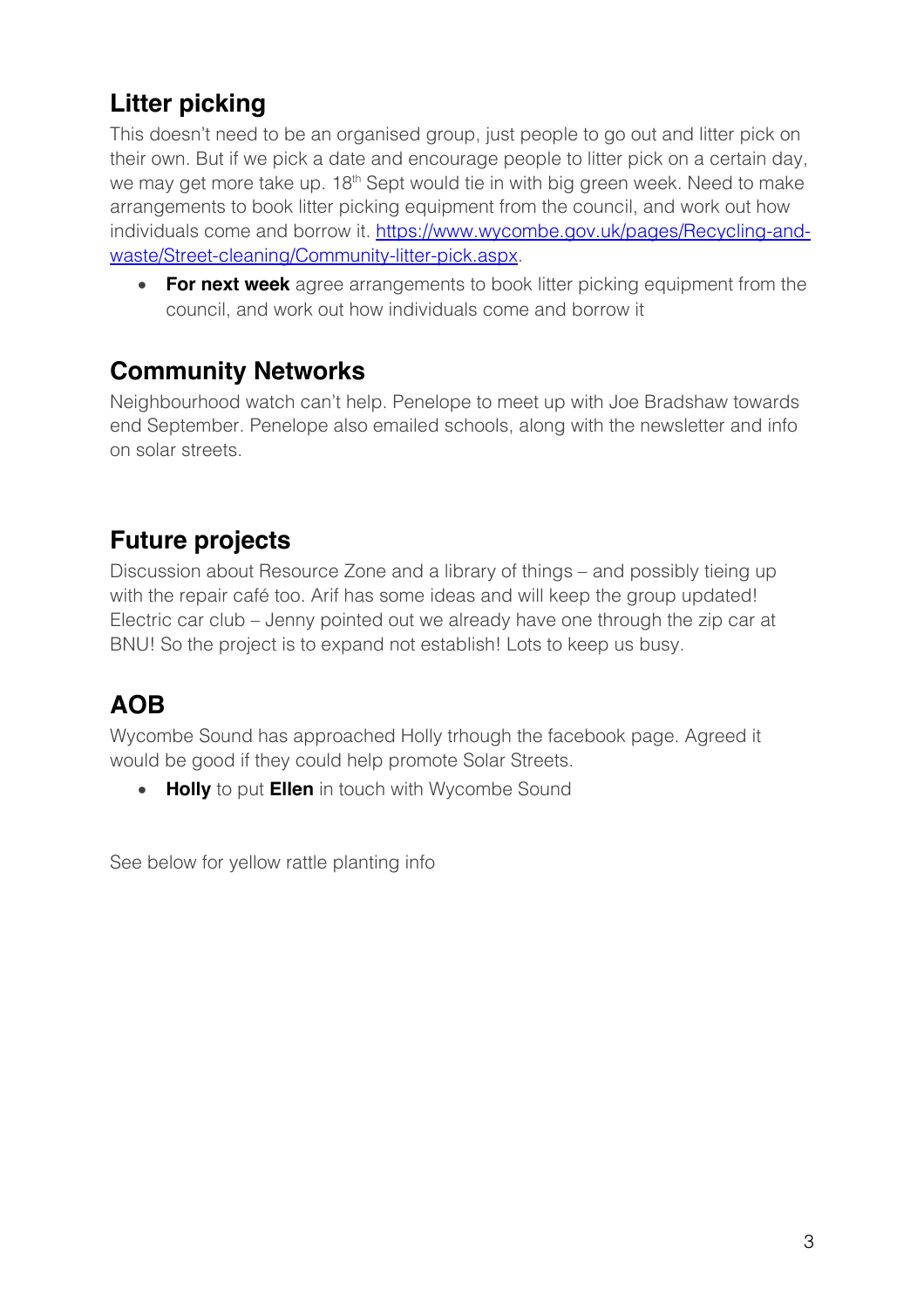## Litter picking

This doesn't need to be an organised group, just people to go out and litter pick on their own. But if we pick a date and encourage people to litter pick on a certain day, we may get more take up. 18th Sept would tie in with big green week. Need to make arrangements to book litter picking equipment from the council, and work out how individuals come and borrow it. [https://www.wycombe.gov.uk/pages/Recycling-and-waste/Street-cleaning/Community-litter-pick.aspx](https://www.wycombe.gov.uk/pages/Recycling-and-waste/Street-cleaning/Community-litter-pick.aspx).

- **For next week** agree arrangements to book litter picking equipment from the council, and work out how individuals come and borrow it

## Community Networks

Neighbourhood watch can't help. Penelope to meet up with Joe Bradshaw towards end September. Penelope also emailed schools, along with the newsletter and info on solar streets.

## Future projects

Discussion about Resource Zone and a library of things – and possibly tieing up with the repair café too. Arif has some ideas and will keep the group updated! Electric car club – Jenny pointed out we already have one through the zip car at BNU! So the project is to expand not establish! Lots to keep us busy.

## AOB

Wycombe Sound has approached Holly trhough the facebook page. Agreed it would be good if they could help promote Solar Streets.

- **Holly** to put **Ellen** in touch with Wycombe Sound

See below for yellow rattle planting info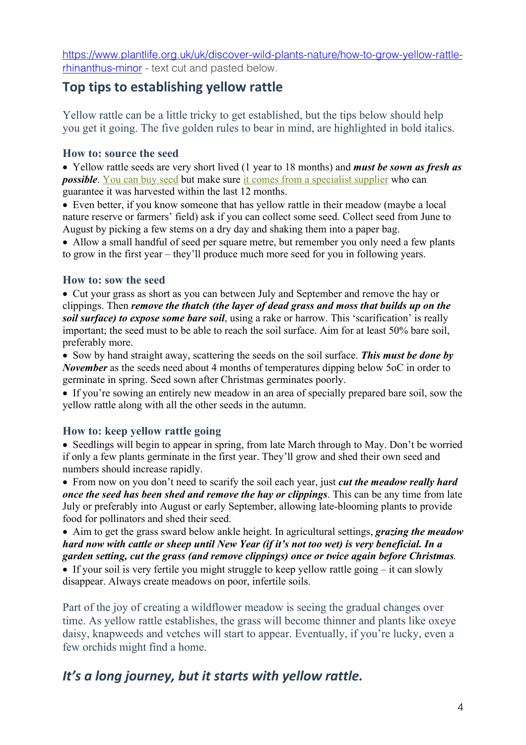[https://www.plantlife.org.uk/uk/discover-wild-plants-nature/how-to-grow-yellow-rattle-rhinanthus-minor](https://www.plantlife.org.uk/uk/discover-wild-plants-nature/how-to-grow-yellow-rattle-rhinanthus-minor) - text cut and pasted below.

## Top tips to establishing yellow rattle

Yellow rattle can be a little tricky to get established, but the tips below should help you get it going. The five golden rules to bear in mind, are highlighted in bold italics.

### How to: source the seed

- Yellow rattle seeds are very short lived (1 year to 18 months) and ***must be sown as fresh as possible***. You can buy seed but make sure it comes from a specialist supplier who can guarantee it was harvested within the last 12 months.
- Even better, if you know someone that has yellow rattle in their meadow (maybe a local nature reserve or farmers' field) ask if you can collect some seed. Collect seed from June to August by picking a few stems on a dry day and shaking them into a paper bag.
- Allow a small handful of seed per square metre, but remember you only need a few plants to grow in the first year – they'll produce much more seed for you in following years.

### How to: sow the seed

- Cut your grass as short as you can between July and September and remove the hay or clippings. Then ***remove the thatch (the layer of dead grass and moss that builds up on the soil surface) to expose some bare soil***, using a rake or harrow. This 'scarification' is really important; the seed must to be able to reach the soil surface. Aim for at least 50% bare soil, preferably more.
- Sow by hand straight away, scattering the seeds on the soil surface. ***This must be done by November*** as the seeds need about 4 months of temperatures dipping below 5oC in order to germinate in spring. Seed sown after Christmas germinates poorly.
- If you're sowing an entirely new meadow in an area of specially prepared bare soil, sow the yellow rattle along with all the other seeds in the autumn.

### How to: keep yellow rattle going

- Seedlings will begin to appear in spring, from late March through to May. Don't be worried if only a few plants germinate in the first year. They'll grow and shed their own seed and numbers should increase rapidly.
- From now on you don't need to scarify the soil each year, just ***cut the meadow really hard once the seed has been shed and remove the hay or clippings***. This can be any time from late July or preferably into August or early September, allowing late-blooming plants to provide food for pollinators and shed their seed.
- Aim to get the grass sward below ankle height. In agricultural settings, ***grazing the meadow hard now with cattle or sheep until New Year (if it's not too wet) is very beneficial. In a garden setting, cut the grass (and remove clippings) once or twice again before Christmas.***
- If your soil is very fertile you might struggle to keep yellow rattle going – it can slowly disappear. Always create meadows on poor, infertile soils.

Part of the joy of creating a wildflower meadow is seeing the gradual changes over time. As yellow rattle establishes, the grass will become thinner and plants like oxeye daisy, knapweeds and vetches will start to appear. Eventually, if you're lucky, even a few orchids might find a home.

## *It's a long journey, but it starts with yellow rattle.*